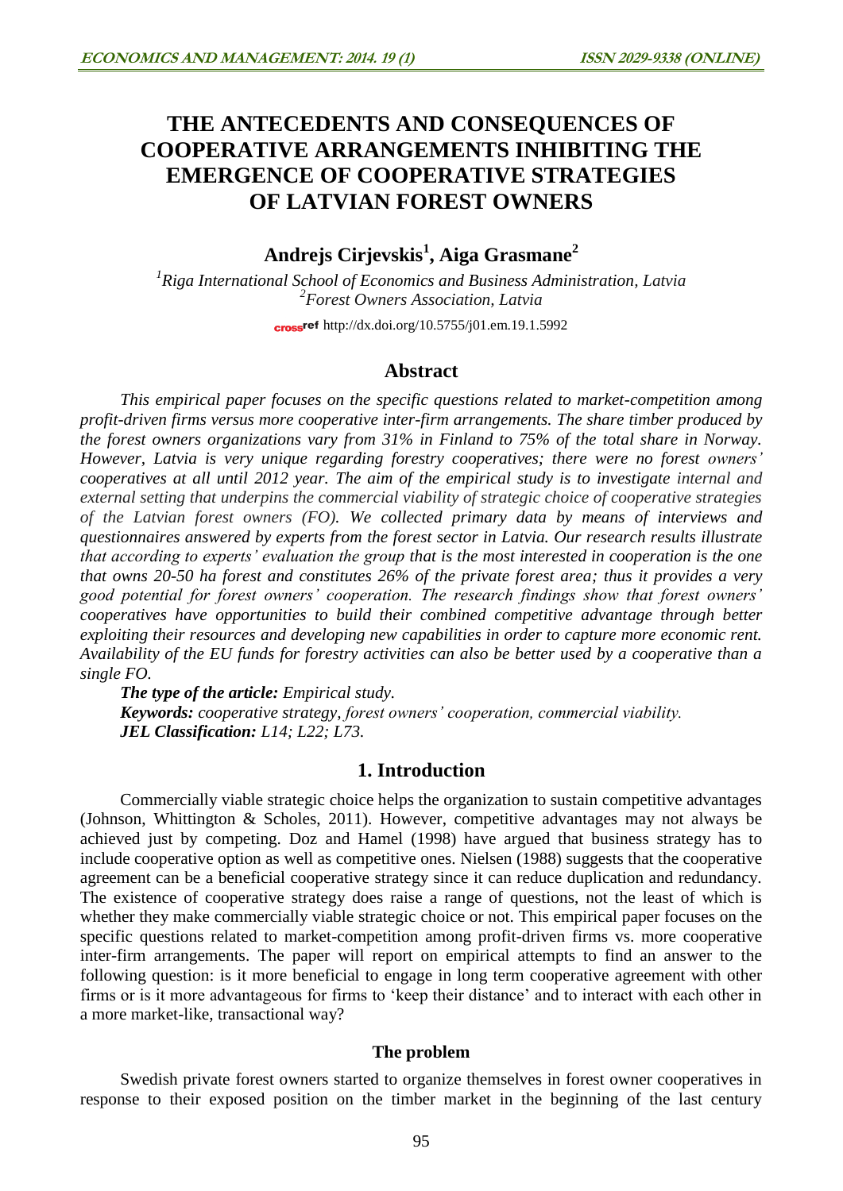# THE ANTECEDENTS AND CONSEQUENCES OF COOPERATIVE ARRANGEMENTS INHIBITING THE EMERGENCE OF COOPERATIVE STRATEGIES OF LATVIAN FOREST OWNERS

**Andrejs Cirjevskis[1], Aiga Grasmane[2]**

*[1]Riga International School of Economics and Business Administration, Latvia*
*[2]Forest Owners Association, Latvia*

http://dx.doi.org/10.5755/j01.em.19.1.5992

## Abstract

*This empirical paper focuses on the specific questions related to market-competition among profit-driven firms versus more cooperative inter-firm arrangements. The share timber produced by the forest owners organizations vary from 31% in Finland to 75% of the total share in Norway. However, Latvia is very unique regarding forestry cooperatives; there were no forest owners' cooperatives at all until 2012 year. The aim of the empirical study is to investigate internal and external setting that underpins the commercial viability of strategic choice of cooperative strategies of the Latvian forest owners (FO). We collected primary data by means of interviews and questionnaires answered by experts from the forest sector in Latvia. Our research results illustrate that according to experts' evaluation the group that is the most interested in cooperation is the one that owns 20-50 ha forest and constitutes 26% of the private forest area; thus it provides a very good potential for forest owners' cooperation. The research findings show that forest owners' cooperatives have opportunities to build their combined competitive advantage through better exploiting their resources and developing new capabilities in order to capture more economic rent. Availability of the EU funds for forestry activities can also be better used by a cooperative than a single FO.*

***The type of the article:*** *Empirical study.*

***Keywords:*** *cooperative strategy, forest owners' cooperation, commercial viability.*

***JEL Classification:*** *L14; L22; L73.*

## 1. Introduction

Commercially viable strategic choice helps the organization to sustain competitive advantages (Johnson, Whittington & Scholes, 2011). However, competitive advantages may not always be achieved just by competing. Doz and Hamel (1998) have argued that business strategy has to include cooperative option as well as competitive ones. Nielsen (1988) suggests that the cooperative agreement can be a beneficial cooperative strategy since it can reduce duplication and redundancy. The existence of cooperative strategy does raise a range of questions, not the least of which is whether they make commercially viable strategic choice or not. This empirical paper focuses on the specific questions related to market-competition among profit-driven firms vs. more cooperative inter-firm arrangements. The paper will report on empirical attempts to find an answer to the following question: is it more beneficial to engage in long term cooperative agreement with other firms or is it more advantageous for firms to 'keep their distance' and to interact with each other in a more market-like, transactional way?

### The problem

Swedish private forest owners started to organize themselves in forest owner cooperatives in response to their exposed position on the timber market in the beginning of the last century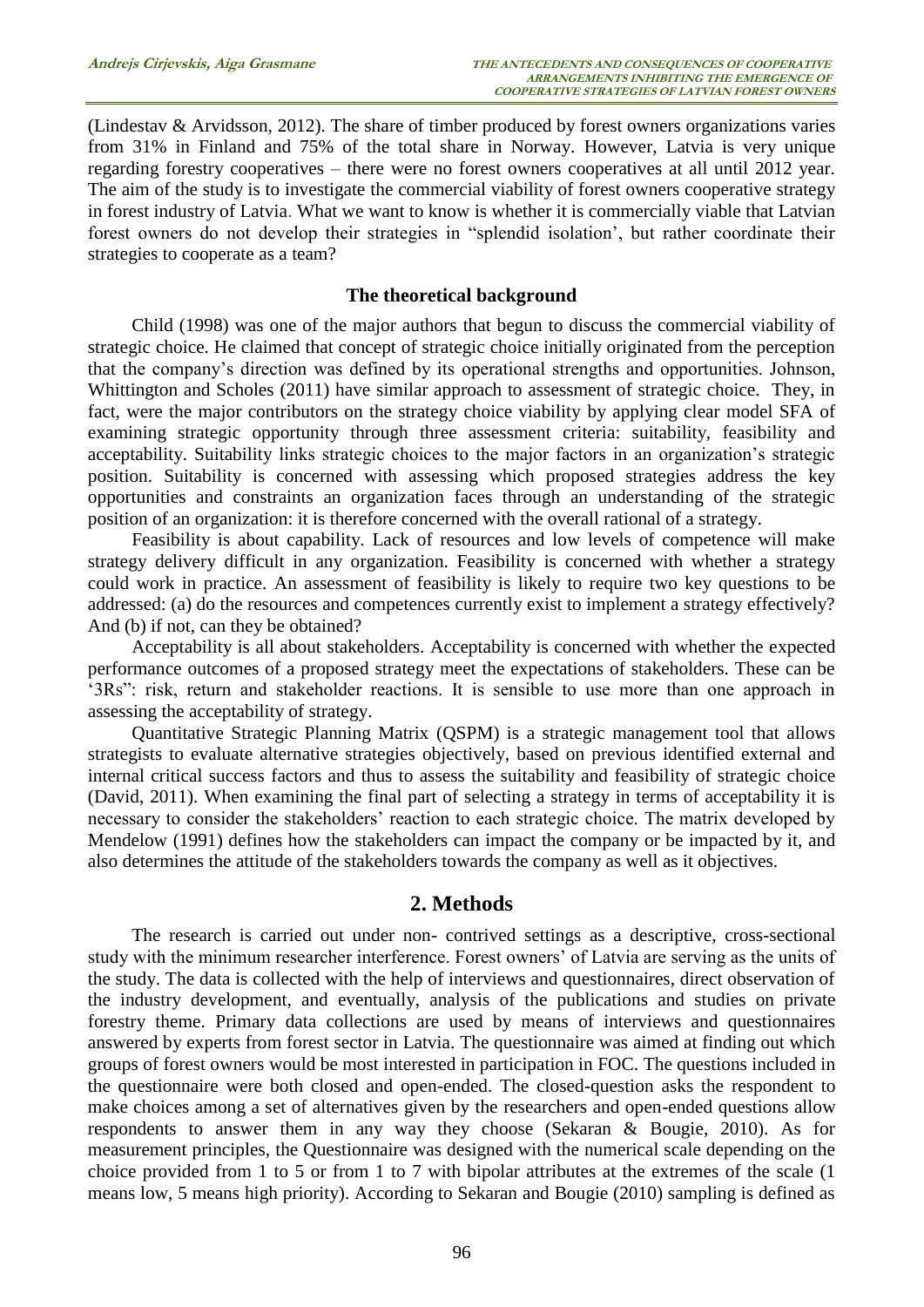(Lindestav & Arvidsson, 2012). The share of timber produced by forest owners organizations varies from 31% in Finland and 75% of the total share in Norway. However, Latvia is very unique regarding forestry cooperatives – there were no forest owners cooperatives at all until 2012 year. The aim of the study is to investigate the commercial viability of forest owners cooperative strategy in forest industry of Latvia. What we want to know is whether it is commercially viable that Latvian forest owners do not develop their strategies in "splendid isolation', but rather coordinate their strategies to cooperate as a team?

### The theoretical background

Child (1998) was one of the major authors that begun to discuss the commercial viability of strategic choice. He claimed that concept of strategic choice initially originated from the perception that the company's direction was defined by its operational strengths and opportunities. Johnson, Whittington and Scholes (2011) have similar approach to assessment of strategic choice. They, in fact, were the major contributors on the strategy choice viability by applying clear model SFA of examining strategic opportunity through three assessment criteria: suitability, feasibility and acceptability. Suitability links strategic choices to the major factors in an organization's strategic position. Suitability is concerned with assessing which proposed strategies address the key opportunities and constraints an organization faces through an understanding of the strategic position of an organization: it is therefore concerned with the overall rational of a strategy.

Feasibility is about capability. Lack of resources and low levels of competence will make strategy delivery difficult in any organization. Feasibility is concerned with whether a strategy could work in practice. An assessment of feasibility is likely to require two key questions to be addressed: (a) do the resources and competences currently exist to implement a strategy effectively? And (b) if not, can they be obtained?

Acceptability is all about stakeholders. Acceptability is concerned with whether the expected performance outcomes of a proposed strategy meet the expectations of stakeholders. These can be '3Rs": risk, return and stakeholder reactions. It is sensible to use more than one approach in assessing the acceptability of strategy.

Quantitative Strategic Planning Matrix (QSPM) is a strategic management tool that allows strategists to evaluate alternative strategies objectively, based on previous identified external and internal critical success factors and thus to assess the suitability and feasibility of strategic choice (David, 2011). When examining the final part of selecting a strategy in terms of acceptability it is necessary to consider the stakeholders' reaction to each strategic choice. The matrix developed by Mendelow (1991) defines how the stakeholders can impact the company or be impacted by it, and also determines the attitude of the stakeholders towards the company as well as it objectives.

## 2. Methods

The research is carried out under non- contrived settings as a descriptive, cross-sectional study with the minimum researcher interference. Forest owners' of Latvia are serving as the units of the study. The data is collected with the help of interviews and questionnaires, direct observation of the industry development, and eventually, analysis of the publications and studies on private forestry theme. Primary data collections are used by means of interviews and questionnaires answered by experts from forest sector in Latvia. The questionnaire was aimed at finding out which groups of forest owners would be most interested in participation in FOC. The questions included in the questionnaire were both closed and open-ended. The closed-question asks the respondent to make choices among a set of alternatives given by the researchers and open-ended questions allow respondents to answer them in any way they choose (Sekaran & Bougie, 2010). As for measurement principles, the Questionnaire was designed with the numerical scale depending on the choice provided from 1 to 5 or from 1 to 7 with bipolar attributes at the extremes of the scale (1 means low, 5 means high priority). According to Sekaran and Bougie (2010) sampling is defined as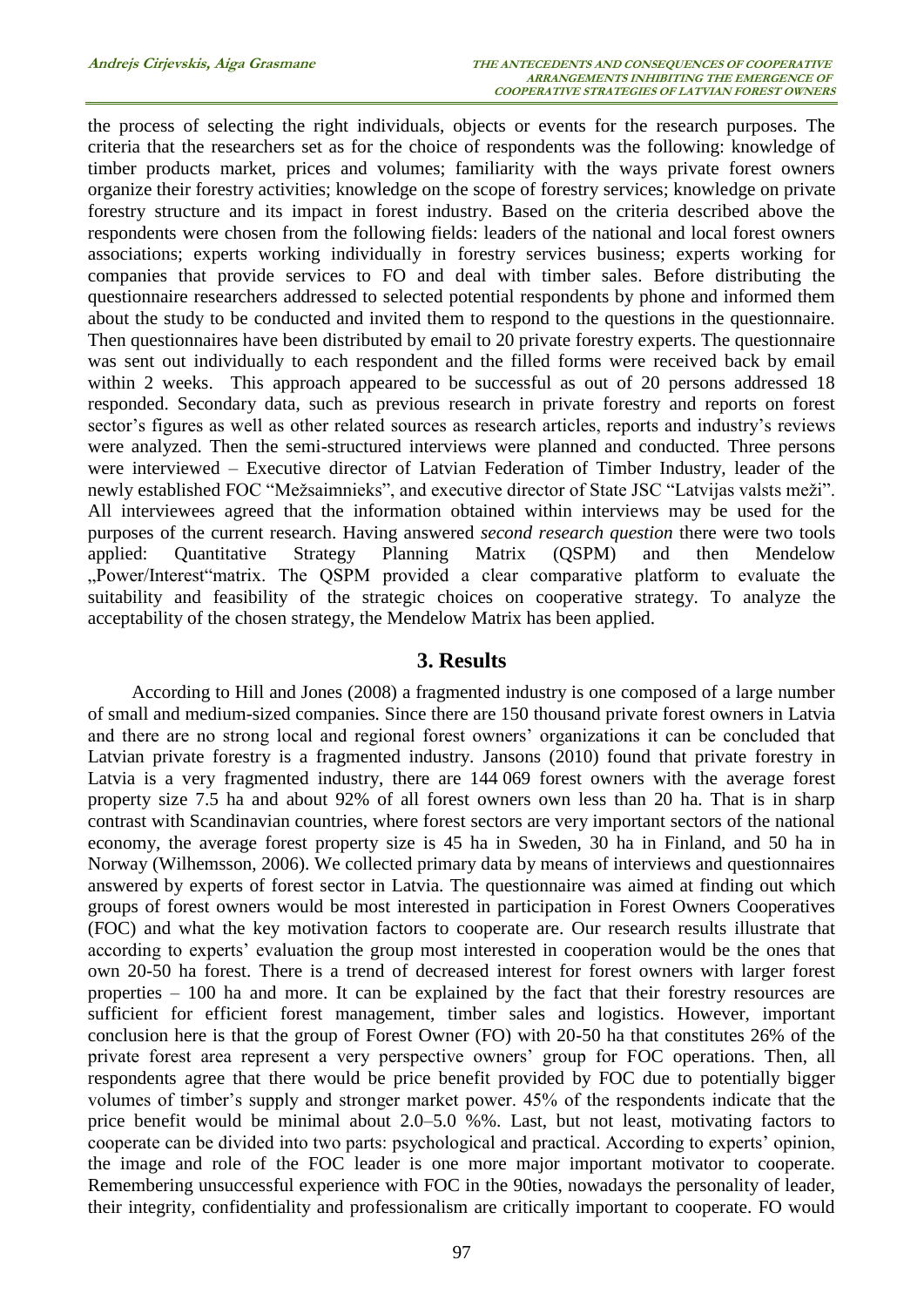the process of selecting the right individuals, objects or events for the research purposes. The criteria that the researchers set as for the choice of respondents was the following: knowledge of timber products market, prices and volumes; familiarity with the ways private forest owners organize their forestry activities; knowledge on the scope of forestry services; knowledge on private forestry structure and its impact in forest industry. Based on the criteria described above the respondents were chosen from the following fields: leaders of the national and local forest owners associations; experts working individually in forestry services business; experts working for companies that provide services to FO and deal with timber sales. Before distributing the questionnaire researchers addressed to selected potential respondents by phone and informed them about the study to be conducted and invited them to respond to the questions in the questionnaire. Then questionnaires have been distributed by email to 20 private forestry experts. The questionnaire was sent out individually to each respondent and the filled forms were received back by email within 2 weeks. This approach appeared to be successful as out of 20 persons addressed 18 responded. Secondary data, such as previous research in private forestry and reports on forest sector's figures as well as other related sources as research articles, reports and industry's reviews were analyzed. Then the semi-structured interviews were planned and conducted. Three persons were interviewed – Executive director of Latvian Federation of Timber Industry, leader of the newly established FOC "Mežsaimnieks", and executive director of State JSC "Latvijas valsts meži". All interviewees agreed that the information obtained within interviews may be used for the purposes of the current research. Having answered *second research question* there were two tools applied: Quantitative Strategy Planning Matrix (QSPM) and then Mendelow „Power/Interest"matrix. The QSPM provided a clear comparative platform to evaluate the suitability and feasibility of the strategic choices on cooperative strategy. To analyze the acceptability of the chosen strategy, the Mendelow Matrix has been applied.

## 3. Results

According to Hill and Jones (2008) a fragmented industry is one composed of a large number of small and medium-sized companies. Since there are 150 thousand private forest owners in Latvia and there are no strong local and regional forest owners' organizations it can be concluded that Latvian private forestry is a fragmented industry. Jansons (2010) found that private forestry in Latvia is a very fragmented industry, there are 144 069 forest owners with the average forest property size 7.5 ha and about 92% of all forest owners own less than 20 ha. That is in sharp contrast with Scandinavian countries, where forest sectors are very important sectors of the national economy, the average forest property size is 45 ha in Sweden, 30 ha in Finland, and 50 ha in Norway (Wilhemsson, 2006). We collected primary data by means of interviews and questionnaires answered by experts of forest sector in Latvia. The questionnaire was aimed at finding out which groups of forest owners would be most interested in participation in Forest Owners Cooperatives (FOC) and what the key motivation factors to cooperate are. Our research results illustrate that according to experts' evaluation the group most interested in cooperation would be the ones that own 20-50 ha forest. There is a trend of decreased interest for forest owners with larger forest properties – 100 ha and more. It can be explained by the fact that their forestry resources are sufficient for efficient forest management, timber sales and logistics. However, important conclusion here is that the group of Forest Owner (FO) with 20-50 ha that constitutes 26% of the private forest area represent a very perspective owners' group for FOC operations. Then, all respondents agree that there would be price benefit provided by FOC due to potentially bigger volumes of timber's supply and stronger market power. 45% of the respondents indicate that the price benefit would be minimal about 2.0–5.0 %%. Last, but not least, motivating factors to cooperate can be divided into two parts: psychological and practical. According to experts' opinion, the image and role of the FOC leader is one more major important motivator to cooperate. Remembering unsuccessful experience with FOC in the 90ties, nowadays the personality of leader, their integrity, confidentiality and professionalism are critically important to cooperate. FO would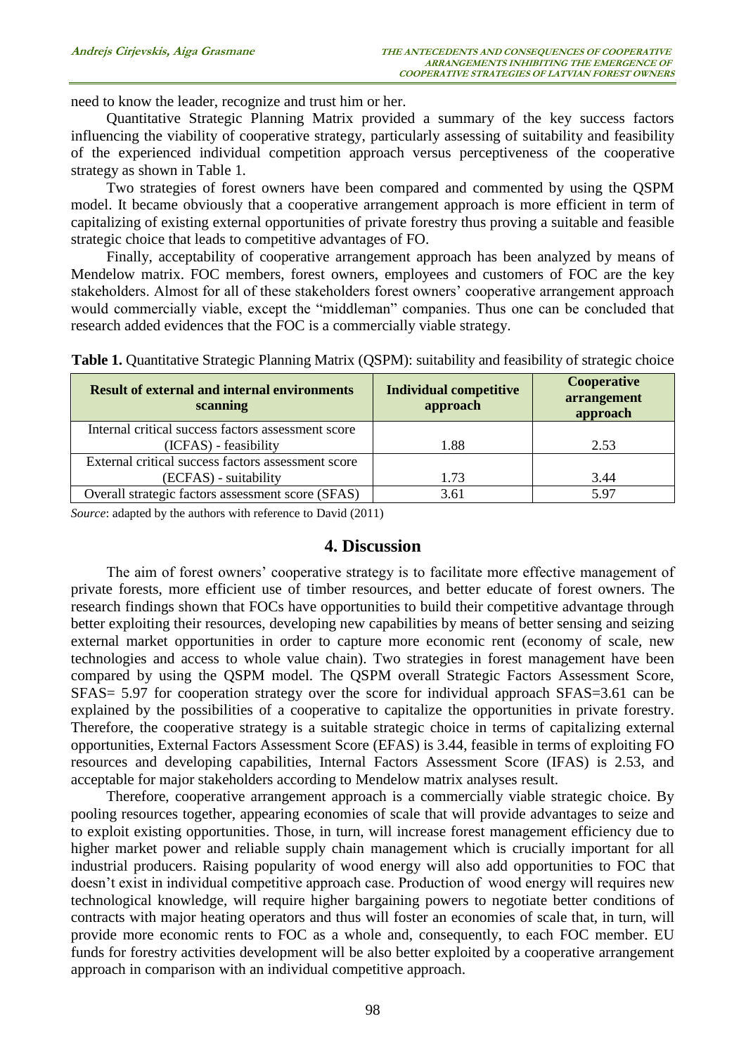need to know the leader, recognize and trust him or her.

Quantitative Strategic Planning Matrix provided a summary of the key success factors influencing the viability of cooperative strategy, particularly assessing of suitability and feasibility of the experienced individual competition approach versus perceptiveness of the cooperative strategy as shown in Table 1.

Two strategies of forest owners have been compared and commented by using the QSPM model. It became obviously that a cooperative arrangement approach is more efficient in term of capitalizing of existing external opportunities of private forestry thus proving a suitable and feasible strategic choice that leads to competitive advantages of FO.

Finally, acceptability of cooperative arrangement approach has been analyzed by means of Mendelow matrix. FOC members, forest owners, employees and customers of FOC are the key stakeholders. Almost for all of these stakeholders forest owners' cooperative arrangement approach would commercially viable, except the "middleman" companies. Thus one can be concluded that research added evidences that the FOC is a commercially viable strategy.

**Table 1.** Quantitative Strategic Planning Matrix (QSPM): suitability and feasibility of strategic choice

| Result of external and internal environments scanning | Individual competitive approach | Cooperative arrangement approach |
|---|---|---|
| Internal critical success factors assessment score (ICFAS) - feasibility | 1.88 | 2.53 |
| External critical success factors assessment score (ECFAS) - suitability | 1.73 | 3.44 |
| Overall strategic factors assessment score (SFAS) | 3.61 | 5.97 |

*Source*: adapted by the authors with reference to David (2011)

## 4. Discussion

The aim of forest owners' cooperative strategy is to facilitate more effective management of private forests, more efficient use of timber resources, and better educate of forest owners. The research findings shown that FOCs have opportunities to build their competitive advantage through better exploiting their resources, developing new capabilities by means of better sensing and seizing external market opportunities in order to capture more economic rent (economy of scale, new technologies and access to whole value chain). Two strategies in forest management have been compared by using the QSPM model. The QSPM overall Strategic Factors Assessment Score, SFAS= 5.97 for cooperation strategy over the score for individual approach SFAS=3.61 can be explained by the possibilities of a cooperative to capitalize the opportunities in private forestry. Therefore, the cooperative strategy is a suitable strategic choice in terms of capitalizing external opportunities, External Factors Assessment Score (EFAS) is 3.44, feasible in terms of exploiting FO resources and developing capabilities, Internal Factors Assessment Score (IFAS) is 2.53, and acceptable for major stakeholders according to Mendelow matrix analyses result.

Therefore, cooperative arrangement approach is a commercially viable strategic choice. By pooling resources together, appearing economies of scale that will provide advantages to seize and to exploit existing opportunities. Those, in turn, will increase forest management efficiency due to higher market power and reliable supply chain management which is crucially important for all industrial producers. Raising popularity of wood energy will also add opportunities to FOC that doesn't exist in individual competitive approach case. Production of wood energy will requires new technological knowledge, will require higher bargaining powers to negotiate better conditions of contracts with major heating operators and thus will foster an economies of scale that, in turn, will provide more economic rents to FOC as a whole and, consequently, to each FOC member. EU funds for forestry activities development will be also better exploited by a cooperative arrangement approach in comparison with an individual competitive approach.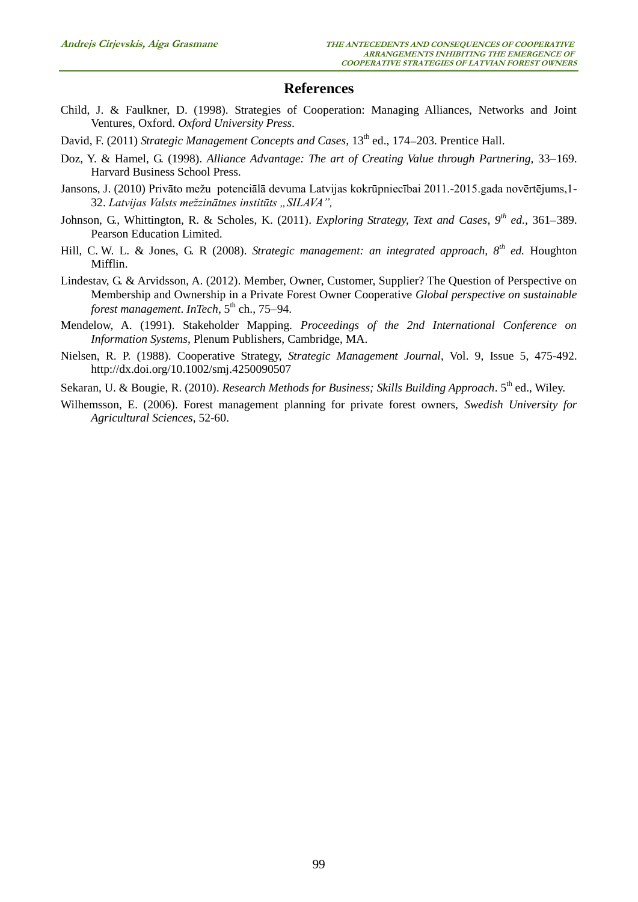## References

Child, J. & Faulkner, D. (1998). Strategies of Cooperation: Managing Alliances, Networks and Joint Ventures, Oxford. *Oxford University Press*.

David, F. (2011) *Strategic Management Concepts and Cases,* 13th ed., 174–203. Prentice Hall.

Doz, Y. & Hamel, G. (1998). *Alliance Advantage: The art of Creating Value through Partnering,* 33–169. Harvard Business School Press.

Jansons, J. (2010) Privāto mežu potenciālā devuma Latvijas kokrūpniecībai 2011.-2015.gada novērtējums,1-32. *Latvijas Valsts mežzinātnes institūts „SILAVA",*

Johnson, G., Whittington, R. & Scholes, K. (2011). *Exploring Strategy, Text and Cases, 9th ed.,* 361–389. Pearson Education Limited.

Hill, C. W. L. & Jones, G. R (2008). *Strategic management: an integrated approach, 8th ed.* Houghton Mifflin.

Lindestav, G. & Arvidsson, A. (2012). Member, Owner, Customer, Supplier? The Question of Perspective on Membership and Ownership in a Private Forest Owner Cooperative *Global perspective on sustainable forest management*. *InTech*, 5th ch., 75–94.

Mendelow, A. (1991). Stakeholder Mapping. *Proceedings of the 2nd International Conference on Information Systems*, Plenum Publishers, Cambridge, MA.

Nielsen, R. P. (1988). Cooperative Strategy, *Strategic Management Journal*, Vol. 9, Issue 5, 475-492. http://dx.doi.org/10.1002/smj.4250090507

Sekaran, U. & Bougie, R. (2010). *Research Methods for Business; Skills Building Approach*. 5th ed., Wiley.

Wilhemsson, E. (2006). Forest management planning for private forest owners, *Swedish University for Agricultural Sciences*, 52-60.